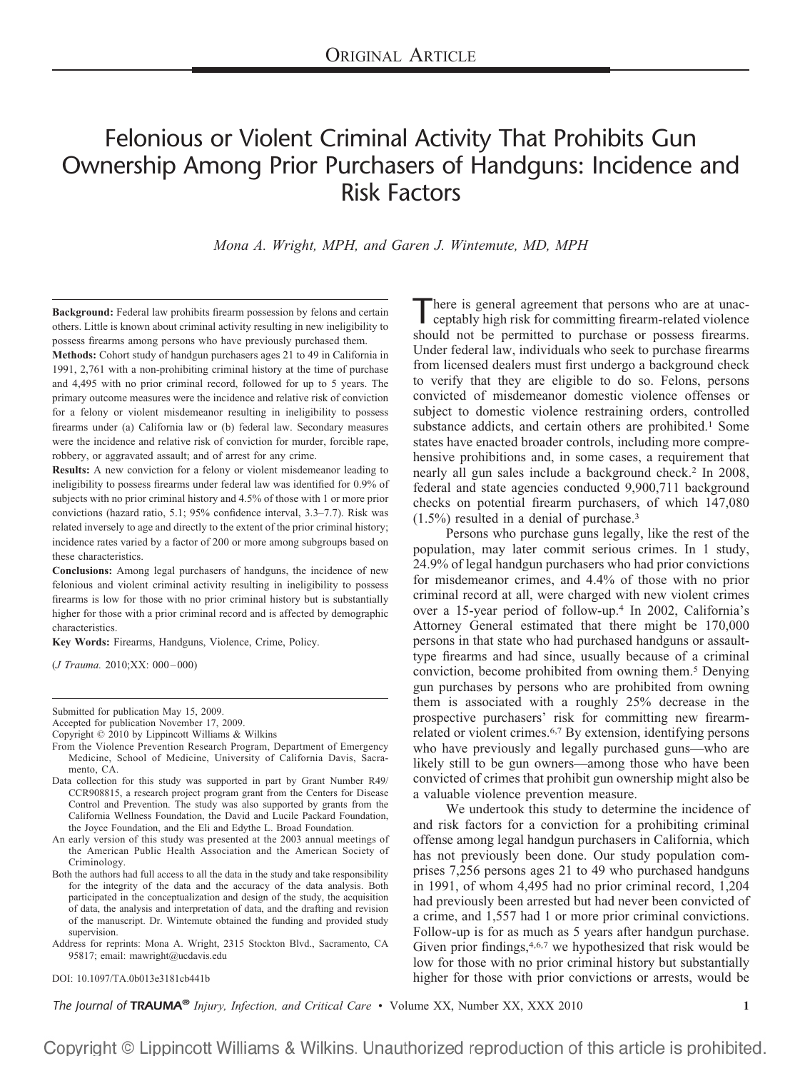# Felonious or Violent Criminal Activity That Prohibits Gun Ownership Among Prior Purchasers of Handguns: Incidence and Risk Factors

*Mona A. Wright, MPH, and Garen J. Wintemute, MD, MPH*

**Background:** Federal law prohibits firearm possession by felons and certain others. Little is known about criminal activity resulting in new ineligibility to possess firearms among persons who have previously purchased them.

**Methods:** Cohort study of handgun purchasers ages 21 to 49 in California in 1991, 2,761 with a non-prohibiting criminal history at the time of purchase and 4,495 with no prior criminal record, followed for up to 5 years. The primary outcome measures were the incidence and relative risk of conviction for a felony or violent misdemeanor resulting in ineligibility to possess firearms under (a) California law or (b) federal law. Secondary measures were the incidence and relative risk of conviction for murder, forcible rape, robbery, or aggravated assault; and of arrest for any crime.

**Results:** A new conviction for a felony or violent misdemeanor leading to ineligibility to possess firearms under federal law was identified for 0.9% of subjects with no prior criminal history and 4.5% of those with 1 or more prior convictions (hazard ratio, 5.1; 95% confidence interval, 3.3–7.7). Risk was related inversely to age and directly to the extent of the prior criminal history; incidence rates varied by a factor of 200 or more among subgroups based on these characteristics.

**Conclusions:** Among legal purchasers of handguns, the incidence of new felonious and violent criminal activity resulting in ineligibility to possess firearms is low for those with no prior criminal history but is substantially higher for those with a prior criminal record and is affected by demographic characteristics.

**Key Words:** Firearms, Handguns, Violence, Crime, Policy.

(*J Trauma.* 2010;XX: 000–000)

Submitted for publication May 15, 2009.

Accepted for publication November 17, 2009.

Copyright © 2010 by Lippincott Williams & Wilkins

From the Violence Prevention Research Program, Department of Emergency Medicine, School of Medicine, University of California Davis, Sacramento, CA.

Data collection for this study was supported in part by Grant Number R49/CCR908815, a research project program grant from the Centers for Disease Control and Prevention. The study was also supported by grants from the California Wellness Foundation, the David and Lucile Packard Foundation, the Joyce Foundation, and the Eli and Edythe L. Broad Foundation.

An early version of this study was presented at the 2003 annual meetings of the American Public Health Association and the American Society of Criminology.

Both the authors had full access to all the data in the study and take responsibility for the integrity of the data and the accuracy of the data analysis. Both participated in the conceptualization and design of the study, the acquisition of data, the analysis and interpretation of data, and the drafting and revision of the manuscript. Dr. Wintemute obtained the funding and provided study supervision.

Address for reprints: Mona A. Wright, 2315 Stockton Blvd., Sacramento, CA 95817; email: mawright@ucdavis.edu

DOI: 10.1097/TA.0b013e3181cb441b

There is general agreement that persons who are at unacceptably high risk for committing firearm-related violence should not be permitted to purchase or possess firearms. Under federal law, individuals who seek to purchase firearms from licensed dealers must first undergo a background check to verify that they are eligible to do so. Felons, persons convicted of misdemeanor domestic violence offenses or subject to domestic violence restraining orders, controlled substance addicts, and certain others are prohibited.[1] Some states have enacted broader controls, including more comprehensive prohibitions and, in some cases, a requirement that nearly all gun sales include a background check.[2] In 2008, federal and state agencies conducted 9,900,711 background checks on potential firearm purchasers, of which 147,080 (1.5%) resulted in a denial of purchase.[3]

Persons who purchase guns legally, like the rest of the population, may later commit serious crimes. In 1 study, 24.9% of legal handgun purchasers who had prior convictions for misdemeanor crimes, and 4.4% of those with no prior criminal record at all, were charged with new violent crimes over a 15-year period of follow-up.[4] In 2002, California's Attorney General estimated that there might be 170,000 persons in that state who had purchased handguns or assault-type firearms and had since, usually because of a criminal conviction, become prohibited from owning them.[5] Denying gun purchases by persons who are prohibited from owning them is associated with a roughly 25% decrease in the prospective purchasers' risk for committing new firearm-related or violent crimes.[6,7] By extension, identifying persons who have previously and legally purchased guns—who are likely still to be gun owners—among those who have been convicted of crimes that prohibit gun ownership might also be a valuable violence prevention measure.

We undertook this study to determine the incidence of and risk factors for a conviction for a prohibiting criminal offense among legal handgun purchasers in California, which has not previously been done. Our study population comprises 7,256 persons ages 21 to 49 who purchased handguns in 1991, of whom 4,495 had no prior criminal record, 1,204 had previously been arrested but had never been convicted of a crime, and 1,557 had 1 or more prior criminal convictions. Follow-up is for as much as 5 years after handgun purchase. Given prior findings,[4,6,7] we hypothesized that risk would be low for those with no prior criminal history but substantially higher for those with prior convictions or arrests, would be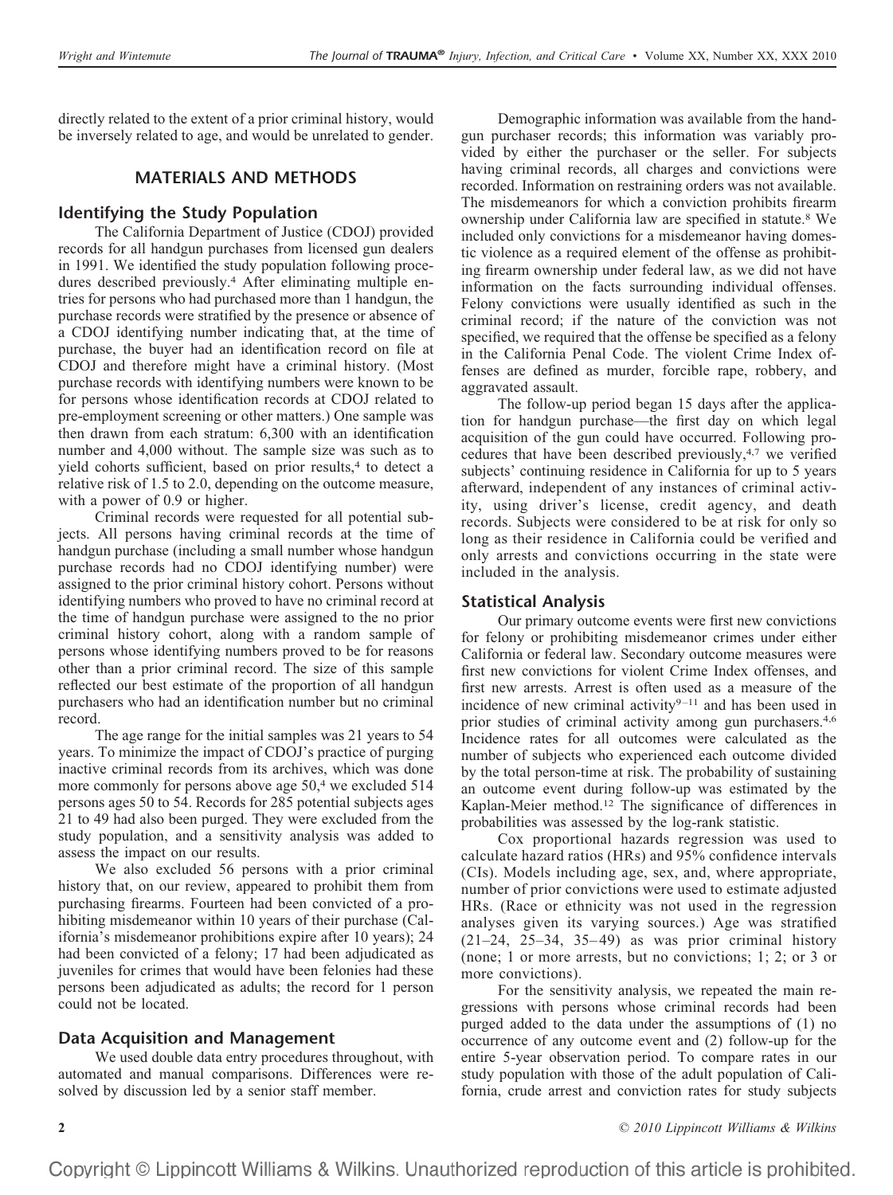directly related to the extent of a prior criminal history, would be inversely related to age, and would be unrelated to gender.

## MATERIALS AND METHODS

### Identifying the Study Population

The California Department of Justice (CDOJ) provided records for all handgun purchases from licensed gun dealers in 1991. We identified the study population following procedures described previously.[4] After eliminating multiple entries for persons who had purchased more than 1 handgun, the purchase records were stratified by the presence or absence of a CDOJ identifying number indicating that, at the time of purchase, the buyer had an identification record on file at CDOJ and therefore might have a criminal history. (Most purchase records with identifying numbers were known to be for persons whose identification records at CDOJ related to pre-employment screening or other matters.) One sample was then drawn from each stratum: 6,300 with an identification number and 4,000 without. The sample size was such as to yield cohorts sufficient, based on prior results,[4] to detect a relative risk of 1.5 to 2.0, depending on the outcome measure, with a power of 0.9 or higher.

Criminal records were requested for all potential subjects. All persons having criminal records at the time of handgun purchase (including a small number whose handgun purchase records had no CDOJ identifying number) were assigned to the prior criminal history cohort. Persons without identifying numbers who proved to have no criminal record at the time of handgun purchase were assigned to the no prior criminal history cohort, along with a random sample of persons whose identifying numbers proved to be for reasons other than a prior criminal record. The size of this sample reflected our best estimate of the proportion of all handgun purchasers who had an identification number but no criminal record.

The age range for the initial samples was 21 years to 54 years. To minimize the impact of CDOJ's practice of purging inactive criminal records from its archives, which was done more commonly for persons above age 50,[4] we excluded 514 persons ages 50 to 54. Records for 285 potential subjects ages 21 to 49 had also been purged. They were excluded from the study population, and a sensitivity analysis was added to assess the impact on our results.

We also excluded 56 persons with a prior criminal history that, on our review, appeared to prohibit them from purchasing firearms. Fourteen had been convicted of a prohibiting misdemeanor within 10 years of their purchase (California's misdemeanor prohibitions expire after 10 years); 24 had been convicted of a felony; 17 had been adjudicated as juveniles for crimes that would have been felonies had these persons been adjudicated as adults; the record for 1 person could not be located.

### Data Acquisition and Management

We used double data entry procedures throughout, with automated and manual comparisons. Differences were resolved by discussion led by a senior staff member.

Demographic information was available from the handgun purchaser records; this information was variably provided by either the purchaser or the seller. For subjects having criminal records, all charges and convictions were recorded. Information on restraining orders was not available. The misdemeanors for which a conviction prohibits firearm ownership under California law are specified in statute.[8] We included only convictions for a misdemeanor having domestic violence as a required element of the offense as prohibiting firearm ownership under federal law, as we did not have information on the facts surrounding individual offenses. Felony convictions were usually identified as such in the criminal record; if the nature of the conviction was not specified, we required that the offense be specified as a felony in the California Penal Code. The violent Crime Index offenses are defined as murder, forcible rape, robbery, and aggravated assault.

The follow-up period began 15 days after the application for handgun purchase—the first day on which legal acquisition of the gun could have occurred. Following procedures that have been described previously,[4,7] we verified subjects' continuing residence in California for up to 5 years afterward, independent of any instances of criminal activity, using driver's license, credit agency, and death records. Subjects were considered to be at risk for only so long as their residence in California could be verified and only arrests and convictions occurring in the state were included in the analysis.

### Statistical Analysis

Our primary outcome events were first new convictions for felony or prohibiting misdemeanor crimes under either California or federal law. Secondary outcome measures were first new convictions for violent Crime Index offenses, and first new arrests. Arrest is often used as a measure of the incidence of new criminal activity[9–11] and has been used in prior studies of criminal activity among gun purchasers.[4,6] Incidence rates for all outcomes were calculated as the number of subjects who experienced each outcome divided by the total person-time at risk. The probability of sustaining an outcome event during follow-up was estimated by the Kaplan-Meier method.[12] The significance of differences in probabilities was assessed by the log-rank statistic.

Cox proportional hazards regression was used to calculate hazard ratios (HRs) and 95% confidence intervals (CIs). Models including age, sex, and, where appropriate, number of prior convictions were used to estimate adjusted HRs. (Race or ethnicity was not used in the regression analyses given its varying sources.) Age was stratified (21–24, 25–34, 35–49) as was prior criminal history (none; 1 or more arrests, but no convictions; 1; 2; or 3 or more convictions).

For the sensitivity analysis, we repeated the main regressions with persons whose criminal records had been purged added to the data under the assumptions of (1) no occurrence of any outcome event and (2) follow-up for the entire 5-year observation period. To compare rates in our study population with those of the adult population of California, crude arrest and conviction rates for study subjects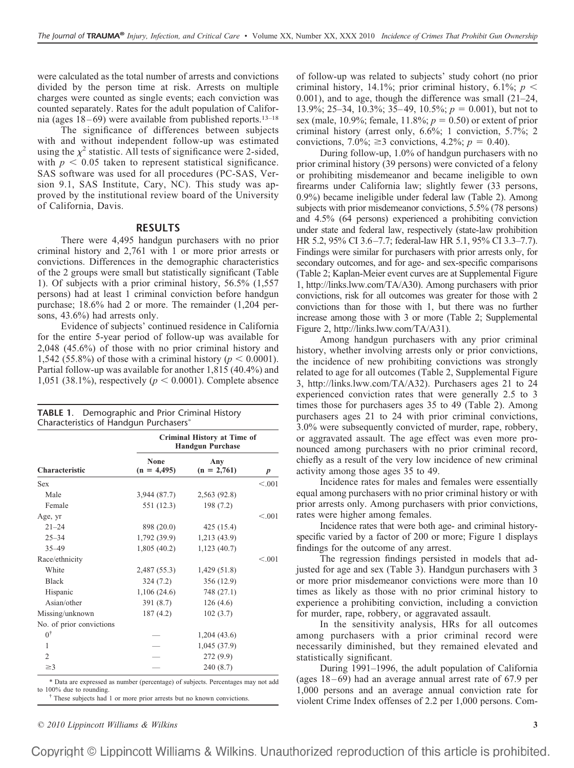were calculated as the total number of arrests and convictions divided by the person time at risk. Arrests on multiple charges were counted as single events; each conviction was counted separately. Rates for the adult population of California (ages 18–69) were available from published reports.[13–18]

The significance of differences between subjects with and without independent follow-up was estimated using the $\chi^2$ statistic. All tests of significance were 2-sided, with $p < 0.05$ taken to represent statistical significance. SAS software was used for all procedures (PC-SAS, Version 9.1, SAS Institute, Cary, NC). This study was approved by the institutional review board of the University of California, Davis.

## RESULTS

There were 4,495 handgun purchasers with no prior criminal history and 2,761 with 1 or more prior arrests or convictions. Differences in the demographic characteristics of the 2 groups were small but statistically significant (Table 1). Of subjects with a prior criminal history, 56.5% (1,557 persons) had at least 1 criminal conviction before handgun purchase; 18.6% had 2 or more. The remainder (1,204 persons, 43.6%) had arrests only.

Evidence of subjects' continued residence in California for the entire 5-year period of follow-up was available for 2,048 (45.6%) of those with no prior criminal history and 1,542 (55.8%) of those with a criminal history ($p < 0.0001$). Partial follow-up was available for another 1,815 (40.4%) and 1,051 (38.1%), respectively ($p < 0.0001$). Complete absence of follow-up was related to subjects' study cohort (no prior criminal history, 14.1%; prior criminal history, 6.1%; $p < 0.001$), and to age, though the difference was small (21–24, 13.9%; 25–34, 10.3%; 35–49, 10.5%; $p = 0.001$), but not to sex (male, 10.9%; female, 11.8%; $p = 0.50$) or extent of prior criminal history (arrest only, 6.6%; 1 conviction, 5.7%; 2 convictions, 7.0%; ≥3 convictions, 4.2%; $p = 0.40$).

**TABLE 1.** Demographic and Prior Criminal History Characteristics of Handgun Purchasers*

| Characteristic | Criminal History at Time of Handgun Purchase | | |
|---|---|---|---|
| | None (n = 4,495) | Any (n = 2,761) | p |
| Sex | | | <.001 |
| Male | 3,944 (87.7) | 2,563 (92.8) | |
| Female | 551 (12.3) | 198 (7.2) | |
| Age, yr | | | <.001 |
| 21–24 | 898 (20.0) | 425 (15.4) | |
| 25–34 | 1,792 (39.9) | 1,213 (43.9) | |
| 35–49 | 1,805 (40.2) | 1,123 (40.7) | |
| Race/ethnicity | | | <.001 |
| White | 2,487 (55.3) | 1,429 (51.8) | |
| Black | 324 (7.2) | 356 (12.9) | |
| Hispanic | 1,106 (24.6) | 748 (27.1) | |
| Asian/other | 391 (8.7) | 126 (4.6) | |
| Missing/unknown | 187 (4.2) | 102 (3.7) | |
| No. of prior convictions | | | |
| 0[†] | — | 1,204 (43.6) | |
| 1 | — | 1,045 (37.9) | |
| 2 | — | 272 (9.9) | |
| ≥3 | — | 240 (8.7) | |

\* Data are expressed as number (percentage) of subjects. Percentages may not add to 100% due to rounding.

[†] These subjects had 1 or more prior arrests but no known convictions.

During follow-up, 1.0% of handgun purchasers with no prior criminal history (39 persons) were convicted of a felony or prohibiting misdemeanor and became ineligible to own firearms under California law; slightly fewer (33 persons, 0.9%) became ineligible under federal law (Table 2). Among subjects with prior misdemeanor convictions, 5.5% (78 persons) and 4.5% (64 persons) experienced a prohibiting conviction under state and federal law, respectively (state-law prohibition HR 5.2, 95% CI 3.6–7.7; federal-law HR 5.1, 95% CI 3.3–7.7). Findings were similar for purchasers with prior arrests only, for secondary outcomes, and for age- and sex-specific comparisons (Table 2; Kaplan-Meier event curves are at Supplemental Figure 1, http://links.lww.com/TA/A30). Among purchasers with prior convictions, risk for all outcomes was greater for those with 2 convictions than for those with 1, but there was no further increase among those with 3 or more (Table 2; Supplemental Figure 2, http://links.lww.com/TA/A31).

Among handgun purchasers with any prior criminal history, whether involving arrests only or prior convictions, the incidence of new prohibiting convictions was strongly related to age for all outcomes (Table 2, Supplemental Figure 3, http://links.lww.com/TA/A32). Purchasers ages 21 to 24 experienced conviction rates that were generally 2.5 to 3 times those for purchasers ages 35 to 49 (Table 2). Among purchasers ages 21 to 24 with prior criminal convictions, 3.0% were subsequently convicted of murder, rape, robbery, or aggravated assault. The age effect was even more pronounced among purchasers with no prior criminal record, chiefly as a result of the very low incidence of new criminal activity among those ages 35 to 49.

Incidence rates for males and females were essentially equal among purchasers with no prior criminal history or with prior arrests only. Among purchasers with prior convictions, rates were higher among females.

Incidence rates that were both age- and criminal history-specific varied by a factor of 200 or more; Figure 1 displays findings for the outcome of any arrest.

The regression findings persisted in models that adjusted for age and sex (Table 3). Handgun purchasers with 3 or more prior misdemeanor convictions were more than 10 times as likely as those with no prior criminal history to experience a prohibiting conviction, including a conviction for murder, rape, robbery, or aggravated assault.

In the sensitivity analysis, HRs for all outcomes among purchasers with a prior criminal record were necessarily diminished, but they remained elevated and statistically significant.

During 1991–1996, the adult population of California (ages 18–69) had an average annual arrest rate of 67.9 per 1,000 persons and an average annual conviction rate for violent Crime Index offenses of 2.2 per 1,000 persons. Com-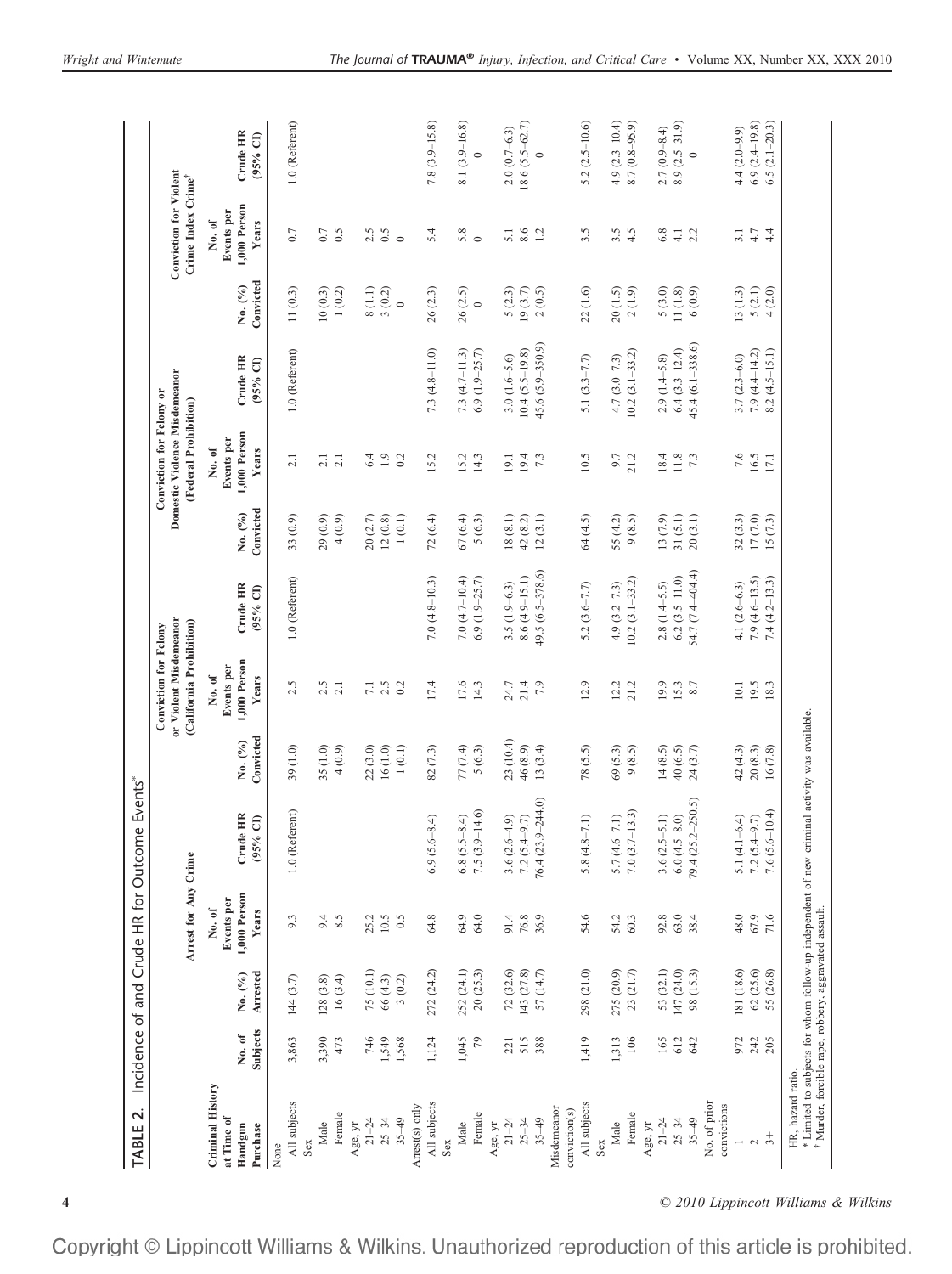**TABLE 2.** Incidence of and Crude HR for Outcome Events*

| Criminal History at Time of Handgun Purchase | No. of Subjects | Arrest for Any Crime | | | Conviction for Felony or Violent Misdemeanor (California Prohibition) | | | Conviction for Felony or Domestic Violence Misdemeanor (Federal Prohibition) | | | Conviction for Violent Crime Index Crime† | | |
|---|---|---|---|---|---|---|---|---|---|---|---|---|---|
| | | No. (%) Arrested | No. of Events per 1,000 Person Years | Crude HR (95% CI) | No. (%) Convicted | No. of Events per 1,000 Person Years | Crude HR (95% CI) | No. (%) Convicted | No. of Events per 1,000 Person Years | Crude HR (95% CI) | No. (%) Convicted | No. of Events per 1,000 Person Years | Crude HR (95% CI) |
| None | | | | | | | | | | | | | |
| All subjects | 3,863 | 144 (3.7) | 9.3 | 1.0 (Referent) | 39 (1.0) | 2.5 | 1.0 (Referent) | 33 (0.9) | 2.1 | 1.0 (Referent) | 11 (0.3) | 0.7 | 1.0 (Referent) |
| Sex | | | | | | | | | | | | | |
| Male | 3,390 | 128 (3.8) | 9.4 | | 35 (1.0) | 2.5 | | 29 (0.9) | 2.1 | | 10 (0.3) | 0.7 | |
| Female | 473 | 16 (3.4) | 8.5 | | 4 (0.9) | 2.1 | | 4 (0.9) | 2.1 | | 1 (0.2) | 0.5 | |
| Age, yr | | | | | | | | | | | | | |
| 21–24 | 746 | 75 (10.1) | 25.2 | | 22 (3.0) | 7.1 | | 20 (2.7) | 6.4 | | 8 (1.1) | 2.5 | |
| 25–34 | 1,549 | 66 (4.3) | 10.5 | | 16 (1.0) | 2.5 | | 12 (0.8) | 1.9 | | 3 (0.2) | 0.5 | |
| 35–49 | 1,568 | 3 (0.2) | 0.5 | | 1 (0.1) | 0.2 | | 1 (0.1) | 0.2 | | 0 | 0 | |
| Arrest(s) only | | | | | | | | | | | | | |
| All subjects | 1,124 | 272 (24.2) | 64.8 | 6.9 (5.6–8.4) | 82 (7.3) | 17.4 | 7.0 (4.8–10.3) | 72 (6.4) | 15.2 | 7.3 (4.8–11.0) | 26 (2.3) | 5.4 | 7.8 (3.9–15.8) |
| Sex | | | | | | | | | | | | | |
| Male | 1,045 | 252 (24.1) | 64.9 | 6.8 (5.5–8.4) | 77 (7.4) | 17.6 | 7.0 (4.7–10.4) | 67 (6.4) | 15.2 | 7.3 (4.7–11.3) | 26 (2.5) | 5.8 | 8.1 (3.9–16.8) |
| Female | 79 | 20 (25.3) | 64.0 | 7.5 (3.9–14.6) | 5 (6.3) | 14.3 | 6.9 (1.9–25.7) | 5 (6.3) | 14.3 | 6.9 (1.9–25.7) | 0 | 0 | 0 |
| Age, yr | | | | | | | | | | | | | |
| 21–24 | 221 | 72 (32.6) | 91.4 | 3.6 (2.6–4.9) | 23 (10.4) | 24.7 | 3.5 (1.9–6.3) | 18 (8.1) | 19.1 | 3.0 (1.6–5.6) | 5 (2.3) | 5.1 | 2.0 (0.7–6.3) |
| 25–34 | 515 | 143 (27.8) | 76.8 | 7.2 (5.4–9.7) | 46 (8.9) | 21.4 | 8.6 (4.9–15.1) | 42 (8.2) | 19.4 | 10.4 (5.5–19.8) | 19 (3.7) | 8.6 | 18.6 (5.5–62.7) |
| 35–49 | 388 | 57 (14.7) | 36.9 | 76.4 (23.9–244.0) | 13 (3.4) | 7.9 | 49.5 (6.5–378.6) | 12 (3.1) | 7.3 | 45.6 (5.9–350.9) | 2 (0.5) | 1.2 | 0 |
| Misdemeanor conviction(s) | | | | | | | | | | | | | |
| All subjects | 1,419 | 298 (21.0) | 54.6 | 5.8 (4.8–7.1) | 78 (5.5) | 12.9 | 5.2 (3.6–7.7) | 64 (4.5) | 10.5 | 5.1 (3.3–7.7) | 22 (1.6) | 3.5 | 5.2 (2.5–10.6) |
| Sex | | | | | | | | | | | | | |
| Male | 1,313 | 275 (20.9) | 54.2 | 5.7 (4.6–7.1) | 69 (5.3) | 12.2 | 4.9 (3.2–7.3) | 55 (4.2) | 9.7 | 4.7 (3.0–7.3) | 20 (1.5) | 3.5 | 4.9 (2.3–10.4) |
| Female | 106 | 23 (21.7) | 60.3 | 7.0 (3.7–13.3) | 9 (8.5) | 21.2 | 10.2 (3.1–33.2) | 9 (8.5) | 21.2 | 10.2 (3.1–33.2) | 2 (1.9) | 4.5 | 8.7 (0.8–95.9) |
| Age, yr | | | | | | | | | | | | | |
| 21–24 | 165 | 53 (32.1) | 92.8 | 3.6 (2.5–5.1) | 14 (8.5) | 19.9 | 2.8 (1.4–5.5) | 13 (7.9) | 18.4 | 2.9 (1.4–5.8) | 5 (3.0) | 6.8 | 2.7 (0.9–8.4) |
| 25–34 | 612 | 147 (24.0) | 63.0 | 6.0 (4.5–8.0) | 40 (6.5) | 15.3 | 6.2 (3.5–11.0) | 31 (5.1) | 11.8 | 6.4 (3.3–12.4) | 11 (1.8) | 4.1 | 8.9 (2.5–31.9) |
| 35–49 | 642 | 98 (15.3) | 38.4 | 79.4 (25.2–250.5) | 24 (3.7) | 8.7 | 54.7 (7.4–404.4) | 20 (3.1) | 7.3 | 45.4 (6.1–338.6) | 6 (0.9) | 2.2 | 0 |
| No. of prior convictions | | | | | | | | | | | | | |
| 1 | 972 | 181 (18.6) | 48.0 | 5.1 (4.1–6.4) | 42 (4.3) | 10.1 | 4.1 (2.6–6.3) | 32 (3.3) | 7.6 | 3.7 (2.3–6.0) | 13 (1.3) | 3.1 | 4.4 (2.0–9.9) |
| 2 | 242 | 62 (25.6) | 67.9 | 7.2 (5.4–9.7) | 20 (8.3) | 19.5 | 7.9 (4.6–13.5) | 17 (7.0) | 16.5 | 7.9 (4.4–14.2) | 5 (2.1) | 4.7 | 6.9 (2.4–19.8) |
| 3+ | 205 | 55 (26.8) | 71.6 | 7.6 (5.6–10.4) | 16 (7.8) | 18.3 | 7.4 (4.2–13.3) | 15 (7.3) | 17.1 | 8.2 (4.5–15.1) | 4 (2.0) | 4.4 | 6.5 (2.1–20.3) |

HR, hazard ratio.
* Limited to subjects for whom follow-up independent of new criminal activity was available.
† Murder, forcible rape, robbery, aggravated assault.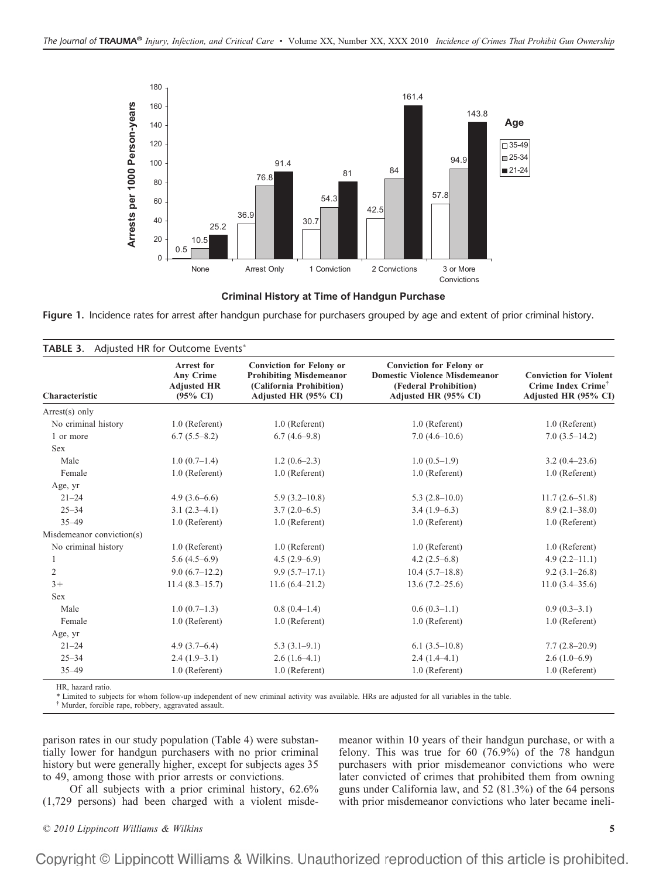**Figure 1.** Incidence rates for arrest after handgun purchase for purchasers grouped by age and extent of prior criminal history.

**TABLE 3.** Adjusted HR for Outcome Events*

| Characteristic | Arrest for Any Crime Adjusted HR (95% CI) | Conviction for Felony or Prohibiting Misdemeanor (California Prohibition) Adjusted HR (95% CI) | Conviction for Felony or Domestic Violence Misdemeanor (Federal Prohibition) Adjusted HR (95% CI) | Conviction for Violent Crime Index Crime† Adjusted HR (95% CI) |
|---|---|---|---|---|
| Arrest(s) only | | | | |
| No criminal history | 1.0 (Referent) | 1.0 (Referent) | 1.0 (Referent) | 1.0 (Referent) |
| 1 or more | 6.7 (5.5–8.2) | 6.7 (4.6–9.8) | 7.0 (4.6–10.6) | 7.0 (3.5–14.2) |
| Sex | | | | |
| Male | 1.0 (0.7–1.4) | 1.2 (0.6–2.3) | 1.0 (0.5–1.9) | 3.2 (0.4–23.6) |
| Female | 1.0 (Referent) | 1.0 (Referent) | 1.0 (Referent) | 1.0 (Referent) |
| Age, yr | | | | |
| 21–24 | 4.9 (3.6–6.6) | 5.9 (3.2–10.8) | 5.3 (2.8–10.0) | 11.7 (2.6–51.8) |
| 25–34 | 3.1 (2.3–4.1) | 3.7 (2.0–6.5) | 3.4 (1.9–6.3) | 8.9 (2.1–38.0) |
| 35–49 | 1.0 (Referent) | 1.0 (Referent) | 1.0 (Referent) | 1.0 (Referent) |
| Misdemeanor conviction(s) | | | | |
| No criminal history | 1.0 (Referent) | 1.0 (Referent) | 1.0 (Referent) | 1.0 (Referent) |
| 1 | 5.6 (4.5–6.9) | 4.5 (2.9–6.9) | 4.2 (2.5–6.8) | 4.9 (2.2–11.1) |
| 2 | 9.0 (6.7–12.2) | 9.9 (5.7–17.1) | 10.4 (5.7–18.8) | 9.2 (3.1–26.8) |
| 3+ | 11.4 (8.3–15.7) | 11.6 (6.4–21.2) | 13.6 (7.2–25.6) | 11.0 (3.4–35.6) |
| Sex | | | | |
| Male | 1.0 (0.7–1.3) | 0.8 (0.4–1.4) | 0.6 (0.3–1.1) | 0.9 (0.3–3.1) |
| Female | 1.0 (Referent) | 1.0 (Referent) | 1.0 (Referent) | 1.0 (Referent) |
| Age, yr | | | | |
| 21–24 | 4.9 (3.7–6.4) | 5.3 (3.1–9.1) | 6.1 (3.5–10.8) | 7.7 (2.8–20.9) |
| 25–34 | 2.4 (1.9–3.1) | 2.6 (1.6–4.1) | 2.4 (1.4–4.1) | 2.6 (1.0–6.9) |
| 35–49 | 1.0 (Referent) | 1.0 (Referent) | 1.0 (Referent) | 1.0 (Referent) |

HR, hazard ratio.

* Limited to subjects for whom follow-up independent of new criminal activity was available. HRs are adjusted for all variables in the table.

† Murder, forcible rape, robbery, aggravated assault.

parison rates in our study population (Table 4) were substantially lower for handgun purchasers with no prior criminal history but were generally higher, except for subjects ages 35 to 49, among those with prior arrests or convictions.

Of all subjects with a prior criminal history, 62.6% (1,729 persons) had been charged with a violent misdemeanor within 10 years of their handgun purchase, or with a felony. This was true for 60 (76.9%) of the 78 handgun purchasers with prior misdemeanor convictions who were later convicted of crimes that prohibited them from owning guns under California law, and 52 (81.3%) of the 64 persons with prior misdemeanor convictions who later became ineli-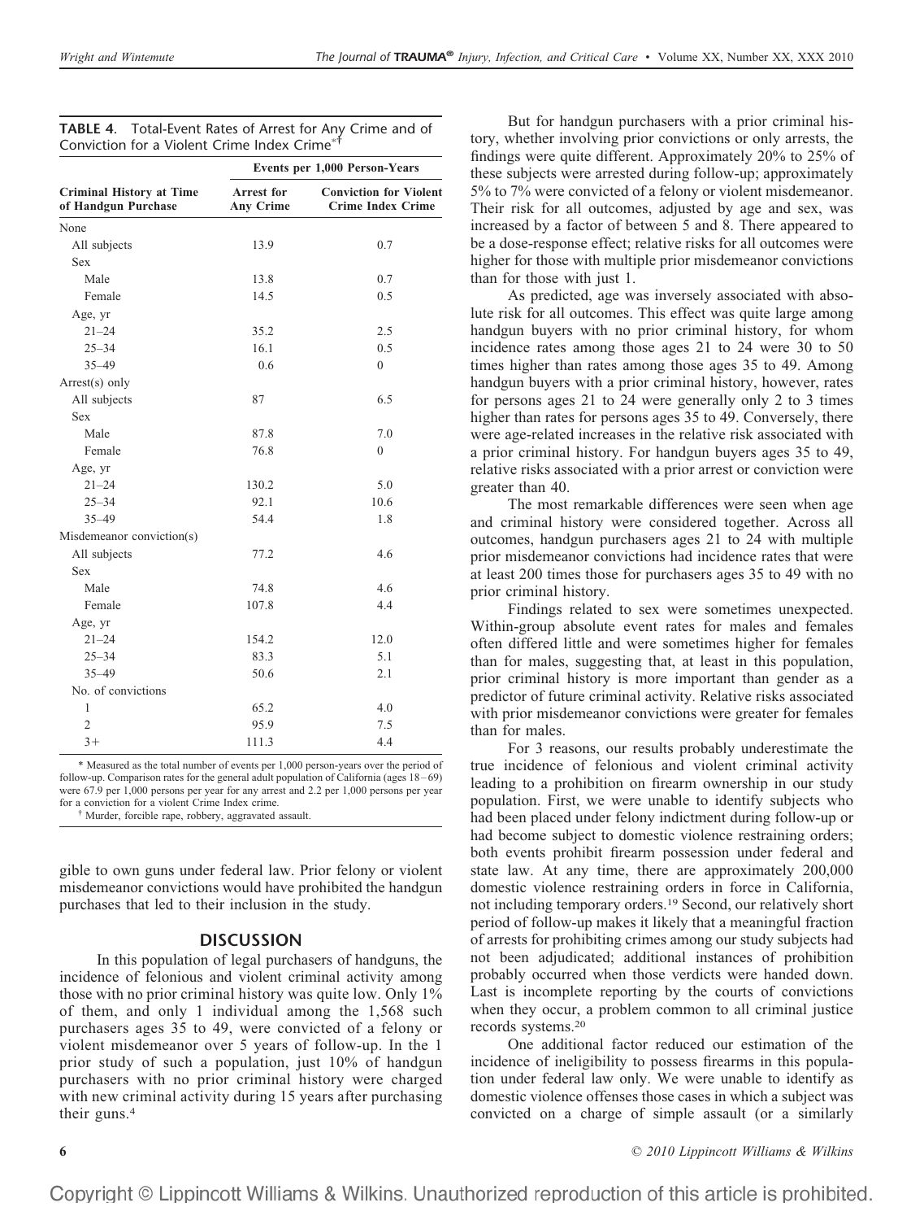**TABLE 4.** Total-Event Rates of Arrest for Any Crime and of Conviction for a Violent Crime Index Crime*†

| Criminal History at Time of Handgun Purchase | Events per 1,000 Person-Years | |
|---|---|---|
| | Arrest for Any Crime | Conviction for Violent Crime Index Crime |
| None | | |
| All subjects | 13.9 | 0.7 |
| Sex | | |
| Male | 13.8 | 0.7 |
| Female | 14.5 | 0.5 |
| Age, yr | | |
| 21–24 | 35.2 | 2.5 |
| 25–34 | 16.1 | 0.5 |
| 35–49 | 0.6 | 0 |
| Arrest(s) only | | |
| All subjects | 87 | 6.5 |
| Sex | | |
| Male | 87.8 | 7.0 |
| Female | 76.8 | 0 |
| Age, yr | | |
| 21–24 | 130.2 | 5.0 |
| 25–34 | 92.1 | 10.6 |
| 35–49 | 54.4 | 1.8 |
| Misdemeanor conviction(s) | | |
| All subjects | 77.2 | 4.6 |
| Sex | | |
| Male | 74.8 | 4.6 |
| Female | 107.8 | 4.4 |
| Age, yr | | |
| 21–24 | 154.2 | 12.0 |
| 25–34 | 83.3 | 5.1 |
| 35–49 | 50.6 | 2.1 |
| No. of convictions | | |
| 1 | 65.2 | 4.0 |
| 2 | 95.9 | 7.5 |
| 3+ | 111.3 | 4.4 |

\* Measured as the total number of events per 1,000 person-years over the period of follow-up. Comparison rates for the general adult population of California (ages 18–69) were 67.9 per 1,000 persons per year for any arrest and 2.2 per 1,000 persons per year for a conviction for a violent Crime Index crime.

† Murder, forcible rape, robbery, aggravated assault.

gible to own guns under federal law. Prior felony or violent misdemeanor convictions would have prohibited the handgun purchases that led to their inclusion in the study.

## DISCUSSION

In this population of legal purchasers of handguns, the incidence of felonious and violent criminal activity among those with no prior criminal history was quite low. Only 1% of them, and only 1 individual among the 1,568 such purchasers ages 35 to 49, were convicted of a felony or violent misdemeanor over 5 years of follow-up. In the 1 prior study of such a population, just 10% of handgun purchasers with no prior criminal history were charged with new criminal activity during 15 years after purchasing their guns.[4]

But for handgun purchasers with a prior criminal history, whether involving prior convictions or only arrests, the findings were quite different. Approximately 20% to 25% of these subjects were arrested during follow-up; approximately 5% to 7% were convicted of a felony or violent misdemeanor. Their risk for all outcomes, adjusted by age and sex, was increased by a factor of between 5 and 8. There appeared to be a dose-response effect; relative risks for all outcomes were higher for those with multiple prior misdemeanor convictions than for those with just 1.

As predicted, age was inversely associated with absolute risk for all outcomes. This effect was quite large among handgun buyers with no prior criminal history, for whom incidence rates among those ages 21 to 24 were 30 to 50 times higher than rates among those ages 35 to 49. Among handgun buyers with a prior criminal history, however, rates for persons ages 21 to 24 were generally only 2 to 3 times higher than rates for persons ages 35 to 49. Conversely, there were age-related increases in the relative risk associated with a prior criminal history. For handgun buyers ages 35 to 49, relative risks associated with a prior arrest or conviction were greater than 40.

The most remarkable differences were seen when age and criminal history were considered together. Across all outcomes, handgun purchasers ages 21 to 24 with multiple prior misdemeanor convictions had incidence rates that were at least 200 times those for purchasers ages 35 to 49 with no prior criminal history.

Findings related to sex were sometimes unexpected. Within-group absolute event rates for males and females often differed little and were sometimes higher for females than for males, suggesting that, at least in this population, prior criminal history is more important than gender as a predictor of future criminal activity. Relative risks associated with prior misdemeanor convictions were greater for females than for males.

For 3 reasons, our results probably underestimate the true incidence of felonious and violent criminal activity leading to a prohibition on firearm ownership in our study population. First, we were unable to identify subjects who had been placed under felony indictment during follow-up or had become subject to domestic violence restraining orders; both events prohibit firearm possession under federal and state law. At any time, there are approximately 200,000 domestic violence restraining orders in force in California, not including temporary orders.[19] Second, our relatively short period of follow-up makes it likely that a meaningful fraction of arrests for prohibiting crimes among our study subjects had not been adjudicated; additional instances of prohibition probably occurred when those verdicts were handed down. Last is incomplete reporting by the courts of convictions when they occur, a problem common to all criminal justice records systems.[20]

One additional factor reduced our estimation of the incidence of ineligibility to possess firearms in this population under federal law only. We were unable to identify as domestic violence offenses those cases in which a subject was convicted on a charge of simple assault (or a similarly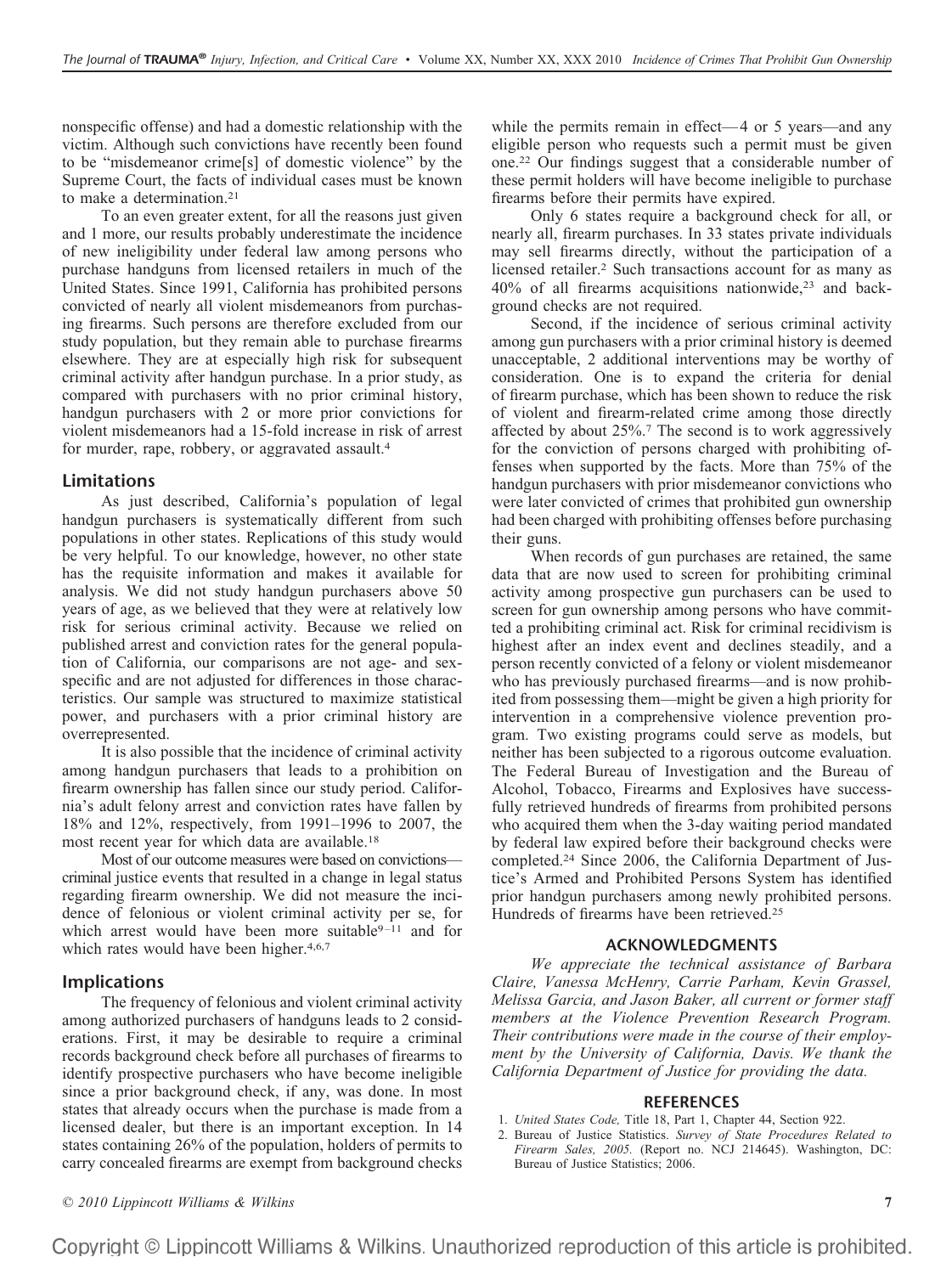nonspecific offense) and had a domestic relationship with the victim. Although such convictions have recently been found to be "misdemeanor crime[s] of domestic violence" by the Supreme Court, the facts of individual cases must be known to make a determination.[21]

To an even greater extent, for all the reasons just given and 1 more, our results probably underestimate the incidence of new ineligibility under federal law among persons who purchase handguns from licensed retailers in much of the United States. Since 1991, California has prohibited persons convicted of nearly all violent misdemeanors from purchasing firearms. Such persons are therefore excluded from our study population, but they remain able to purchase firearms elsewhere. They are at especially high risk for subsequent criminal activity after handgun purchase. In a prior study, as compared with purchasers with no prior criminal history, handgun purchasers with 2 or more prior convictions for violent misdemeanors had a 15-fold increase in risk of arrest for murder, rape, robbery, or aggravated assault.[4]

## Limitations

As just described, California's population of legal handgun purchasers is systematically different from such populations in other states. Replications of this study would be very helpful. To our knowledge, however, no other state has the requisite information and makes it available for analysis. We did not study handgun purchasers above 50 years of age, as we believed that they were at relatively low risk for serious criminal activity. Because we relied on published arrest and conviction rates for the general population of California, our comparisons are not age- and sex-specific and are not adjusted for differences in those characteristics. Our sample was structured to maximize statistical power, and purchasers with a prior criminal history are overrepresented.

It is also possible that the incidence of criminal activity among handgun purchasers that leads to a prohibition on firearm ownership has fallen since our study period. California's adult felony arrest and conviction rates have fallen by 18% and 12%, respectively, from 1991–1996 to 2007, the most recent year for which data are available.[18]

Most of our outcome measures were based on convictions—criminal justice events that resulted in a change in legal status regarding firearm ownership. We did not measure the incidence of felonious or violent criminal activity per se, for which arrest would have been more suitable[9–11] and for which rates would have been higher.[4,6,7]

## Implications

The frequency of felonious and violent criminal activity among authorized purchasers of handguns leads to 2 considerations. First, it may be desirable to require a criminal records background check before all purchases of firearms to identify prospective purchasers who have become ineligible since a prior background check, if any, was done. In most states that already occurs when the purchase is made from a licensed dealer, but there is an important exception. In 14 states containing 26% of the population, holders of permits to carry concealed firearms are exempt from background checks while the permits remain in effect—4 or 5 years—and any eligible person who requests such a permit must be given one.[22] Our findings suggest that a considerable number of these permit holders will have become ineligible to purchase firearms before their permits have expired.

Only 6 states require a background check for all, or nearly all, firearm purchases. In 33 states private individuals may sell firearms directly, without the participation of a licensed retailer.[2] Such transactions account for as many as 40% of all firearms acquisitions nationwide,[23] and background checks are not required.

Second, if the incidence of serious criminal activity among gun purchasers with a prior criminal history is deemed unacceptable, 2 additional interventions may be worthy of consideration. One is to expand the criteria for denial of firearm purchase, which has been shown to reduce the risk of violent and firearm-related crime among those directly affected by about 25%.[7] The second is to work aggressively for the conviction of persons charged with prohibiting offenses when supported by the facts. More than 75% of the handgun purchasers with prior misdemeanor convictions who were later convicted of crimes that prohibited gun ownership had been charged with prohibiting offenses before purchasing their guns.

When records of gun purchases are retained, the same data that are now used to screen for prohibiting criminal activity among prospective gun purchasers can be used to screen for gun ownership among persons who have committed a prohibiting criminal act. Risk for criminal recidivism is highest after an index event and declines steadily, and a person recently convicted of a felony or violent misdemeanor who has previously purchased firearms—and is now prohibited from possessing them—might be given a high priority for intervention in a comprehensive violence prevention program. Two existing programs could serve as models, but neither has been subjected to a rigorous outcome evaluation. The Federal Bureau of Investigation and the Bureau of Alcohol, Tobacco, Firearms and Explosives have successfully retrieved hundreds of firearms from prohibited persons who acquired them when the 3-day waiting period mandated by federal law expired before their background checks were completed.[24] Since 2006, the California Department of Justice's Armed and Prohibited Persons System has identified prior handgun purchasers among newly prohibited persons. Hundreds of firearms have been retrieved.[25]

## ACKNOWLEDGMENTS

*We appreciate the technical assistance of Barbara Claire, Vanessa McHenry, Carrie Parham, Kevin Grassel, Melissa Garcia, and Jason Baker, all current or former staff members at the Violence Prevention Research Program. Their contributions were made in the course of their employment by the University of California, Davis. We thank the California Department of Justice for providing the data.*

## REFERENCES

1. *United States Code,* Title 18, Part 1, Chapter 44, Section 922.
2. Bureau of Justice Statistics. *Survey of State Procedures Related to Firearm Sales, 2005.* (Report no. NCJ 214645). Washington, DC: Bureau of Justice Statistics; 2006.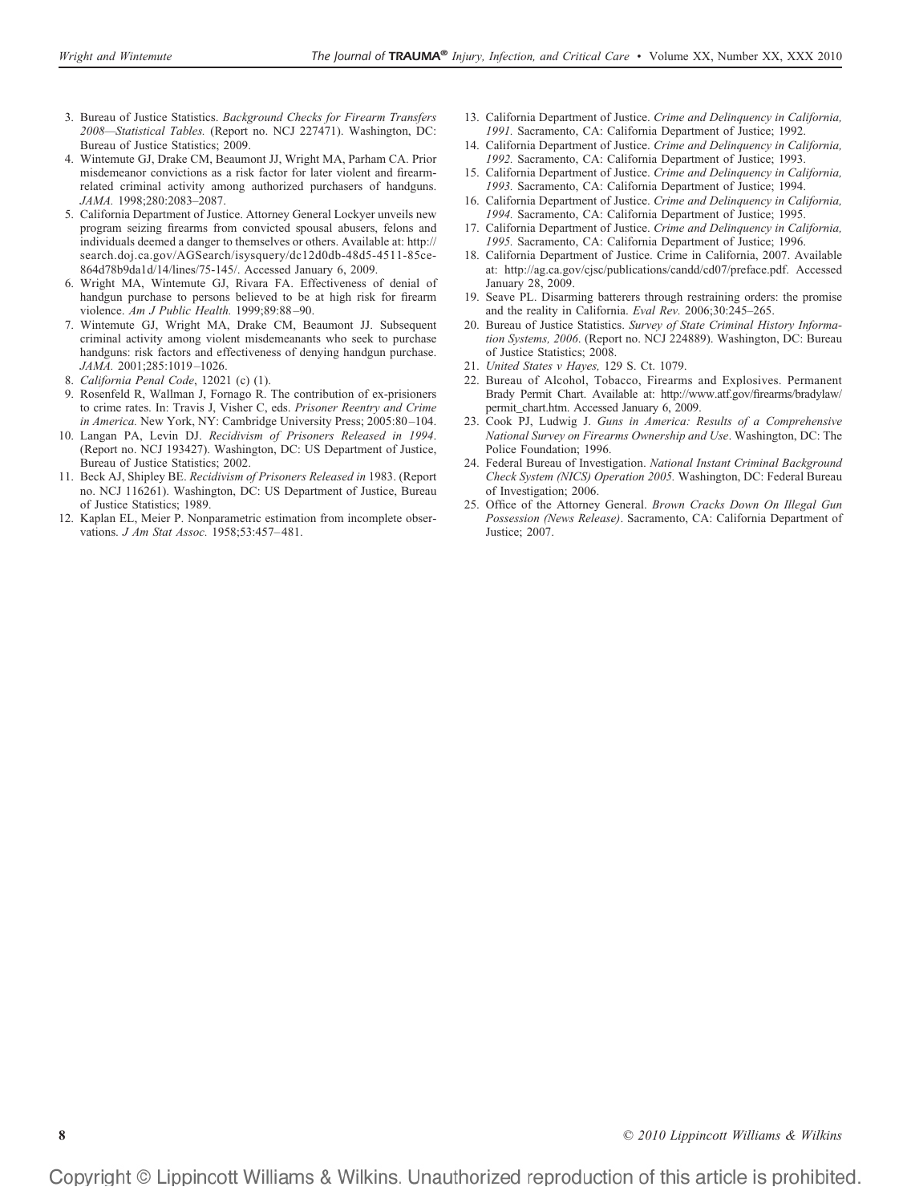3. Bureau of Justice Statistics. *Background Checks for Firearm Transfers 2008—Statistical Tables.* (Report no. NCJ 227471). Washington, DC: Bureau of Justice Statistics; 2009.
4. Wintemute GJ, Drake CM, Beaumont JJ, Wright MA, Parham CA. Prior misdemeanor convictions as a risk factor for later violent and firearm-related criminal activity among authorized purchasers of handguns. *JAMA.* 1998;280:2083–2087.
5. California Department of Justice. Attorney General Lockyer unveils new program seizing firearms from convicted spousal abusers, felons and individuals deemed a danger to themselves or others. Available at: http://search.doj.ca.gov/AGSearch/isysquery/dc12d0db-48d5-4511-85ce-864d78b9da1d/14/lines/75-145/. Accessed January 6, 2009.
6. Wright MA, Wintemute GJ, Rivara FA. Effectiveness of denial of handgun purchase to persons believed to be at high risk for firearm violence. *Am J Public Health.* 1999;89:88–90.
7. Wintemute GJ, Wright MA, Drake CM, Beaumont JJ. Subsequent criminal activity among violent misdemeanants who seek to purchase handguns: risk factors and effectiveness of denying handgun purchase. *JAMA.* 2001;285:1019–1026.
8. *California Penal Code*, 12021 (c) (1).
9. Rosenfeld R, Wallman J, Fornago R. The contribution of ex-prisoners to crime rates. In: Travis J, Visher C, eds. *Prisoner Reentry and Crime in America.* New York, NY: Cambridge University Press; 2005:80–104.
10. Langan PA, Levin DJ. *Recidivism of Prisoners Released in 1994*. (Report no. NCJ 193427). Washington, DC: US Department of Justice, Bureau of Justice Statistics; 2002.
11. Beck AJ, Shipley BE. *Recidivism of Prisoners Released in* 1983. (Report no. NCJ 116261). Washington, DC: US Department of Justice, Bureau of Justice Statistics; 1989.
12. Kaplan EL, Meier P. Nonparametric estimation from incomplete observations. *J Am Stat Assoc.* 1958;53:457–481.
13. California Department of Justice. *Crime and Delinquency in California, 1991.* Sacramento, CA: California Department of Justice; 1992.
14. California Department of Justice. *Crime and Delinquency in California, 1992.* Sacramento, CA: California Department of Justice; 1993.
15. California Department of Justice. *Crime and Delinquency in California, 1993.* Sacramento, CA: California Department of Justice; 1994.
16. California Department of Justice. *Crime and Delinquency in California, 1994.* Sacramento, CA: California Department of Justice; 1995.
17. California Department of Justice. *Crime and Delinquency in California, 1995.* Sacramento, CA: California Department of Justice; 1996.
18. California Department of Justice. Crime in California, 2007. Available at: http://ag.ca.gov/cjsc/publications/candd/cd07/preface.pdf. Accessed January 28, 2009.
19. Seave PL. Disarming batterers through restraining orders: the promise and the reality in California. *Eval Rev.* 2006;30:245–265.
20. Bureau of Justice Statistics. *Survey of State Criminal History Information Systems, 2006*. (Report no. NCJ 224889). Washington, DC: Bureau of Justice Statistics; 2008.
21. *United States v Hayes,* 129 S. Ct. 1079.
22. Bureau of Alcohol, Tobacco, Firearms and Explosives. Permanent Brady Permit Chart. Available at: http://www.atf.gov/firearms/bradylaw/permit_chart.htm. Accessed January 6, 2009.
23. Cook PJ, Ludwig J. *Guns in America: Results of a Comprehensive National Survey on Firearms Ownership and Use*. Washington, DC: The Police Foundation; 1996.
24. Federal Bureau of Investigation. *National Instant Criminal Background Check System (NICS) Operation 2005.* Washington, DC: Federal Bureau of Investigation; 2006.
25. Office of the Attorney General. *Brown Cracks Down On Illegal Gun Possession (News Release)*. Sacramento, CA: California Department of Justice; 2007.